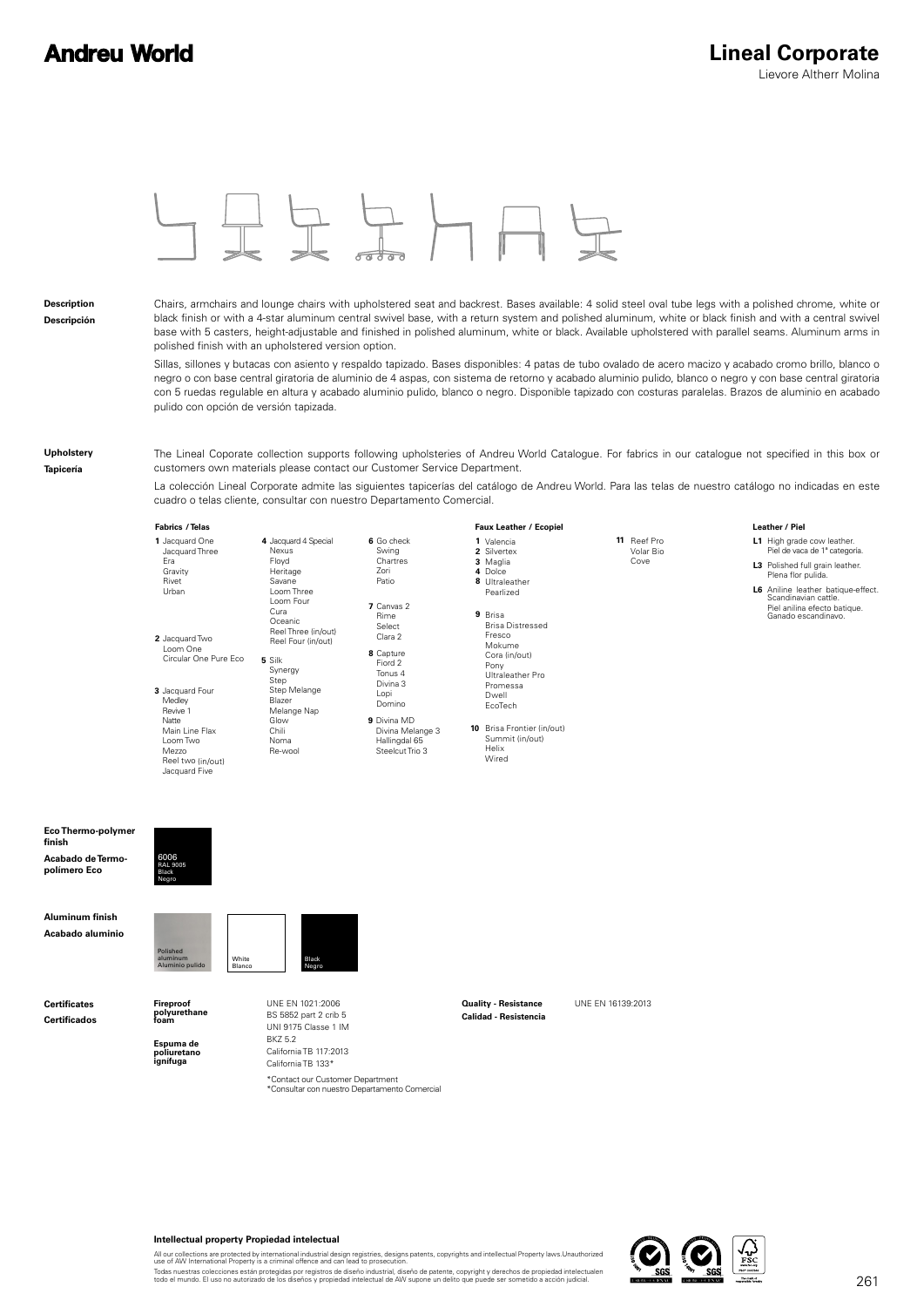# Andreu World

## Lineal Corporate

Lievore Altherr Molina

**Description**
**Descripción**

Chairs, armchairs and lounge chairs with upholstered seat and backrest. Bases available: 4 solid steel oval tube legs with a polished chrome, white or black finish or with a 4-star aluminum central swivel base, with a return system and polished aluminum, white or black finish and with a central swivel base with 5 casters, height-adjustable and finished in polished aluminum, white or black. Available upholstered with parallel seams. Aluminum arms in polished finish with an upholstered version option.

Sillas, sillones y butacas con asiento y respaldo tapizado. Bases disponibles: 4 patas de tubo ovalado de acero macizo y acabado cromo brillo, blanco o negro o con base central giratoria de aluminio de 4 aspas, con sistema de retorno y acabado aluminio pulido, blanco o negro y con base central giratoria con 5 ruedas regulable en altura y acabado aluminio pulido, blanco o negro. Disponible tapizado con costuras paralelas. Brazos de aluminio en acabado pulido con opción de versión tapizada.

**Upholstery**
**Tapicería**

The Lineal Coporate collection supports following upholsteries of Andreu World Catalogue. For fabrics in our catalogue not specified in this box or customers own materials please contact our Customer Service Department.

La colección Lineal Corporate admite las siguientes tapicerías del catálogo de Andreu World. Para las telas de nuestro catálogo no indicadas en este cuadro o telas cliente, consultar con nuestro Departamento Comercial.

**Fabrics / Telas**

- **1** Jacquard One, Jacquard Three, Era, Gravity, Rivet, Urban
- **2** Jacquard Two, Loom One, Circular One Pure Eco
- **3** Jacquard Four, Medley, Revive 1, Natte, Main Line Flax, Loom Two, Mezzo, Reel two (in/out), Jacquard Five
- **4** Jacquard 4 Special, Nexus, Floyd, Heritage, Savane, Loom Three, Loom Four, Cura, Oceanic, Reel Three (in/out), Reel Four (in/out)
- **5** Silk, Synergy, Step, Step Melange, Blazer, Melange Nap, Glow, Chili, Noma, Re-wool
- **6** Go check, Swing, Chartres, Zori, Patio
- **7** Canvas 2, Rime, Select, Clara 2
- **8** Capture, Fiord 2, Tonus 4, Divina 3, Lopi, Domino
- **9** Divina MD, Divina Melange 3, Hallingdal 65, Steelcut Trio 3

**Faux Leather / Ecopiel**

- **1** Valencia
- **2** Silvertex
- **3** Maglia
- **4** Dolce
- **8** Ultraleather, Pearlized
- **9** Brisa, Brisa Distressed, Fresco, Mokume, Cora (in/out), Pony, Ultraleather Pro, Promessa, Dwell, EcoTech
- **10** Brisa Frontier (in/out), Summit (in/out), Helix, Wired
- **11** Reef Pro, Volar Bio, Cove

**Leather / Piel**

- **L1** High grade cow leather. Piel de vaca de 1ª categoría.
- **L3** Polished full grain leather. Plena flor pulida.
- **L6** Aniline leather batique-effect. Scandinavian cattle. Piel anilina efecto batique. Ganado escandinavo.

**Eco Thermo-polymer finish**
**Acabado de Termo-polímero Eco**

6006 RAL 9005 Black / Negro

**Aluminum finish**
**Acabado aluminio**

Polished aluminum / Aluminio pulido — White / Blanco — Black / Negro

**Certificates**
**Certificados**

**Fireproof polyurethane foam**
**Espuma de poliuretano ignífuga**

UNE EN 1021:2006
BS 5852 part 2 crib 5
UNI 9175 Classe 1 IM
BKZ 5.2
California TB 117:2013
California TB 133*

*Contact our Customer Department
*Consultar con nuestro Departamento Comercial

**Quality - Resistance**
**Calidad - Resistencia**

UNE EN 16139:2013

**Intellectual property Propiedad intelectual**

All our collections are protected by international industrial design registries, designs patents, copyrights and intellectual Property laws.Unauthorized use of AW International Property is a criminal offence and can lead to prosecution.

Todas nuestras colecciones están protegidas por registros de diseño industrial, diseño de patente, copyright y derechos de propiedad intelectualen todo el mundo. El uso no autorizado de los diseños y propiedad intelectual de AW supone un delito que puede ser sometido a acción judicial.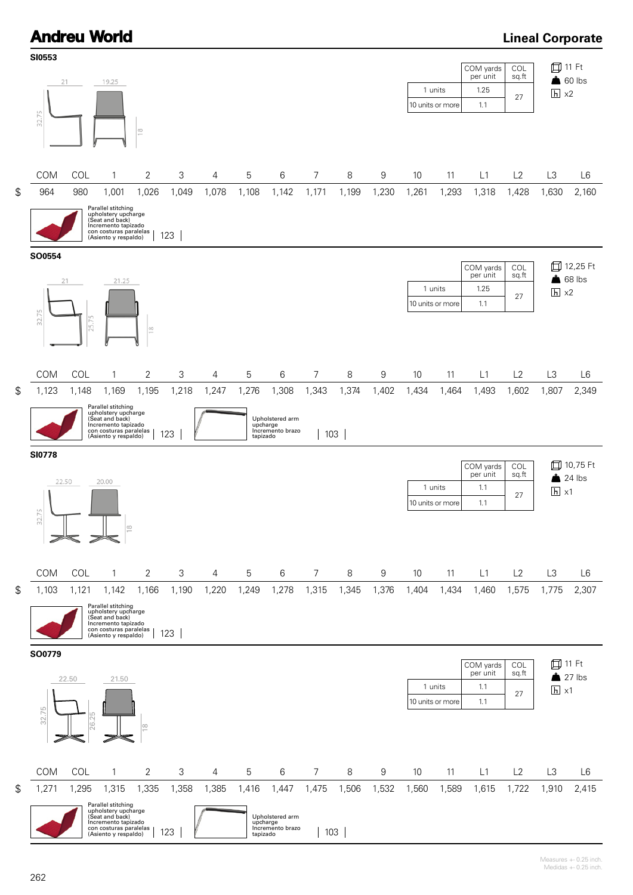# Lineal Corporate

## SI0553

Dimensions: 21 / 19.25 / 32.75 / 18

| | COM yards per unit | COL sq.ft |
|---|---|---|
| 1 units | 1.25 | 27 |
| 10 units or more | 1.1 | |

11 Ft
60 lbs
x2

| | COM | COL | 1 | 2 | 3 | 4 | 5 | 6 | 7 | 8 | 9 | 10 | 11 | L1 | L2 | L3 | L6 |
|---|---|---|---|---|---|---|---|---|---|---|---|---|---|---|---|---|---|
| $ | 964 | 980 | 1,001 | 1,026 | 1,049 | 1,078 | 1,108 | 1,142 | 1,171 | 1,199 | 1,230 | 1,261 | 1,293 | 1,318 | 1,428 | 1,630 | 2,160 |

Parallel stitching upholstery upcharge (Seat and back) Incremento tapizado con costuras paralelas (Asiento y respaldo) | 123

## SO0554

Dimensions: 21 / 21.25 / 32.75 / 25.75 / 18

| | COM yards per unit | COL sq.ft |
|---|---|---|
| 1 units | 1.25 | 27 |
| 10 units or more | 1.1 | |

12,25 Ft
68 lbs
x2

| | COM | COL | 1 | 2 | 3 | 4 | 5 | 6 | 7 | 8 | 9 | 10 | 11 | L1 | L2 | L3 | L6 |
|---|---|---|---|---|---|---|---|---|---|---|---|---|---|---|---|---|---|
| $ | 1,123 | 1,148 | 1,169 | 1,195 | 1,218 | 1,247 | 1,276 | 1,308 | 1,343 | 1,374 | 1,402 | 1,434 | 1,464 | 1,493 | 1,602 | 1,807 | 2,349 |

Parallel stitching upholstery upcharge (Seat and back) Incremento tapizado con costuras paralelas (Asiento y respaldo) | 123

Upholstered arm upcharge Incremento brazo tapizado | 103

## SI0778

Dimensions: 22.50 / 20.00 / 32.75 / 18

| | COM yards per unit | COL sq.ft |
|---|---|---|
| 1 units | 1.1 | 27 |
| 10 units or more | 1.1 | |

10,75 Ft
24 lbs
x1

| | COM | COL | 1 | 2 | 3 | 4 | 5 | 6 | 7 | 8 | 9 | 10 | 11 | L1 | L2 | L3 | L6 |
|---|---|---|---|---|---|---|---|---|---|---|---|---|---|---|---|---|---|
| $ | 1,103 | 1,121 | 1,142 | 1,166 | 1,190 | 1,220 | 1,249 | 1,278 | 1,315 | 1,345 | 1,376 | 1,404 | 1,434 | 1,460 | 1,575 | 1,775 | 2,307 |

Parallel stitching upholstery upcharge (Seat and back) Incremento tapizado con costuras paralelas (Asiento y respaldo) | 123

## SO0779

Dimensions: 22.50 / 21.50 / 32.75 / 26.25 / 18

| | COM yards per unit | COL sq.ft |
|---|---|---|
| 1 units | 1.1 | 27 |
| 10 units or more | 1.1 | |

11 Ft
27 lbs
x1

| | COM | COL | 1 | 2 | 3 | 4 | 5 | 6 | 7 | 8 | 9 | 10 | 11 | L1 | L2 | L3 | L6 |
|---|---|---|---|---|---|---|---|---|---|---|---|---|---|---|---|---|---|
| $ | 1,271 | 1,295 | 1,315 | 1,335 | 1,358 | 1,385 | 1,416 | 1,447 | 1,475 | 1,506 | 1,532 | 1,560 | 1,589 | 1,615 | 1,722 | 1,910 | 2,415 |

Parallel stitching upholstery upcharge (Seat and back) Incremento tapizado con costuras paralelas (Asiento y respaldo) | 123

Upholstered arm upcharge Incremento brazo tapizado | 103

Measures +- 0.25 inch.
Medidas +- 0.25 inch.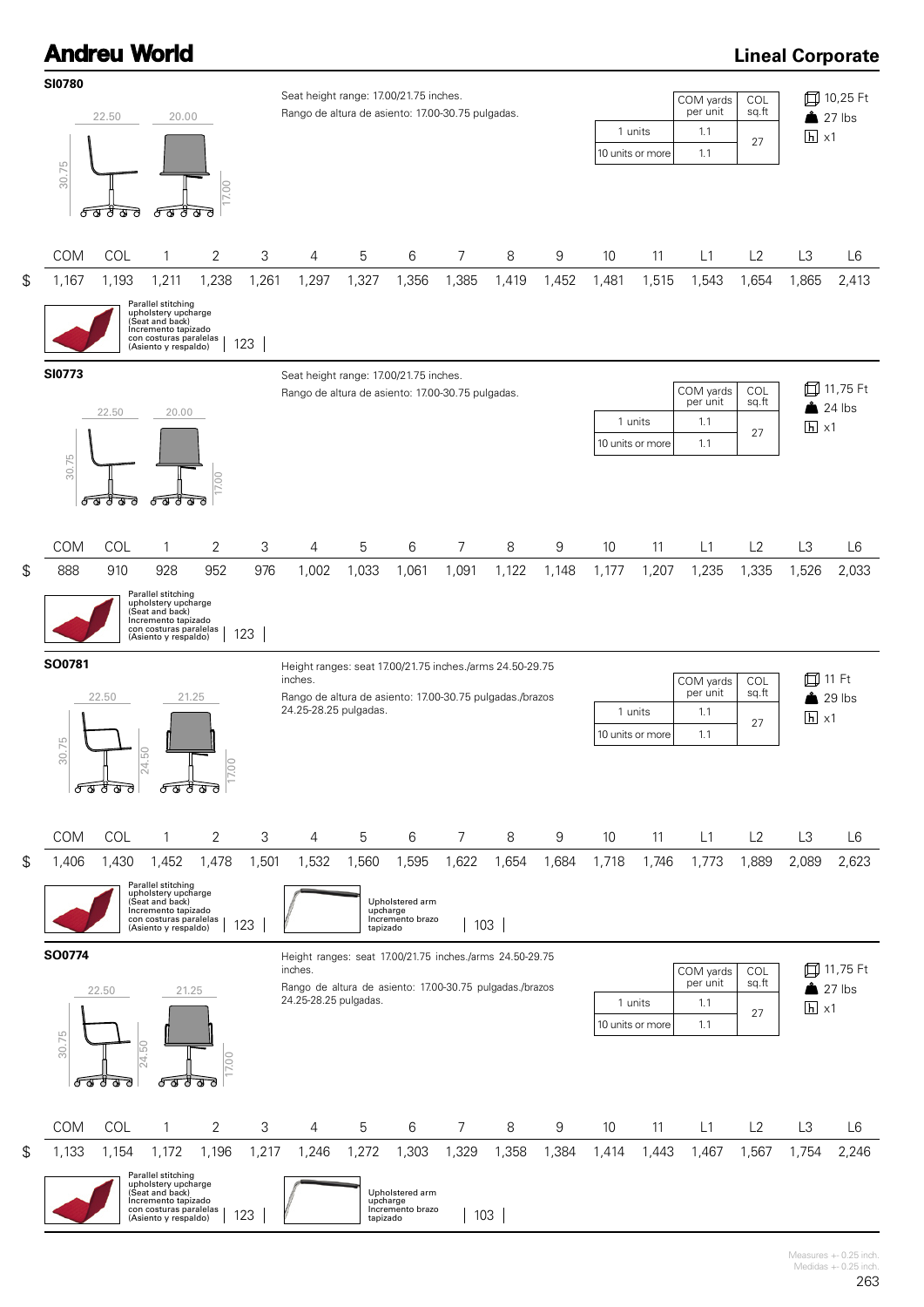# Andreu World

## Lineal Corporate

### SI0780

22.50 | 20.00 | 30.75 | 17.00

Seat height range: 17.00/21.75 inches.
Rango de altura de asiento: 17.00-30.75 pulgadas.

| | COM yards per unit | COL sq.ft |
|---|---|---|
| 1 units | 1.1 | 27 |
| 10 units or more | 1.1 | |

10,25 Ft
27 lbs
x1

| | COM | COL | 1 | 2 | 3 | 4 | 5 | 6 | 7 | 8 | 9 | 10 | 11 | L1 | L2 | L3 | L6 |
|---|---|---|---|---|---|---|---|---|---|---|---|---|---|---|---|---|---|
| $ | 1,167 | 1,193 | 1,211 | 1,238 | 1,261 | 1,297 | 1,327 | 1,356 | 1,385 | 1,419 | 1,452 | 1,481 | 1,515 | 1,543 | 1,654 | 1,865 | 2,413 |

Parallel stitching upholstery upcharge (Seat and back) Incremento tapizado con costuras paralelas (Asiento y respaldo) | 123

### SI0773

22.50 | 20.00 | 30.75 | 17.00

Seat height range: 17.00/21.75 inches.
Rango de altura de asiento: 17.00-30.75 pulgadas.

| | COM yards per unit | COL sq.ft |
|---|---|---|
| 1 units | 1.1 | 27 |
| 10 units or more | 1.1 | |

11,75 Ft
24 lbs
x1

| | COM | COL | 1 | 2 | 3 | 4 | 5 | 6 | 7 | 8 | 9 | 10 | 11 | L1 | L2 | L3 | L6 |
|---|---|---|---|---|---|---|---|---|---|---|---|---|---|---|---|---|---|
| $ | 888 | 910 | 928 | 952 | 976 | 1,002 | 1,033 | 1,061 | 1,091 | 1,122 | 1,148 | 1,177 | 1,207 | 1,235 | 1,335 | 1,526 | 2,033 |

Parallel stitching upholstery upcharge (Seat and back) Incremento tapizado con costuras paralelas (Asiento y respaldo) | 123

### SO0781

22.50 | 21.25 | 30.75 | 24.50 | 17.00

Height ranges: seat 17.00/21.75 inches./arms 24.50-29.75 inches.
Rango de altura de asiento: 17.00-30.75 pulgadas./brazos 24.25-28.25 pulgadas.

| | COM yards per unit | COL sq.ft |
|---|---|---|
| 1 units | 1.1 | 27 |
| 10 units or more | 1.1 | |

11 Ft
29 lbs
x1

| | COM | COL | 1 | 2 | 3 | 4 | 5 | 6 | 7 | 8 | 9 | 10 | 11 | L1 | L2 | L3 | L6 |
|---|---|---|---|---|---|---|---|---|---|---|---|---|---|---|---|---|---|
| $ | 1,406 | 1,430 | 1,452 | 1,478 | 1,501 | 1,532 | 1,560 | 1,595 | 1,622 | 1,654 | 1,684 | 1,718 | 1,746 | 1,773 | 1,889 | 2,089 | 2,623 |

Parallel stitching upholstery upcharge (Seat and back) Incremento tapizado con costuras paralelas (Asiento y respaldo) | 123

Upholstered arm upcharge Incremento brazo tapizado | 103

### SO0774

22.50 | 21.25 | 30.75 | 24.50 | 17.00

Height ranges: seat 17.00/21.75 inches./arms 24.50-29.75 inches.
Rango de altura de asiento: 17.00-30.75 pulgadas./brazos 24.25-28.25 pulgadas.

| | COM yards per unit | COL sq.ft |
|---|---|---|
| 1 units | 1.1 | 27 |
| 10 units or more | 1.1 | |

11,75 Ft
27 lbs
x1

| | COM | COL | 1 | 2 | 3 | 4 | 5 | 6 | 7 | 8 | 9 | 10 | 11 | L1 | L2 | L3 | L6 |
|---|---|---|---|---|---|---|---|---|---|---|---|---|---|---|---|---|---|
| $ | 1,133 | 1,154 | 1,172 | 1,196 | 1,217 | 1,246 | 1,272 | 1,303 | 1,329 | 1,358 | 1,384 | 1,414 | 1,443 | 1,467 | 1,567 | 1,754 | 2,246 |

Parallel stitching upholstery upcharge (Seat and back) Incremento tapizado con costuras paralelas (Asiento y respaldo) | 123

Upholstered arm upcharge Incremento brazo tapizado | 103

Measures +- 0.25 inch.
Medidas +- 0.25 inch.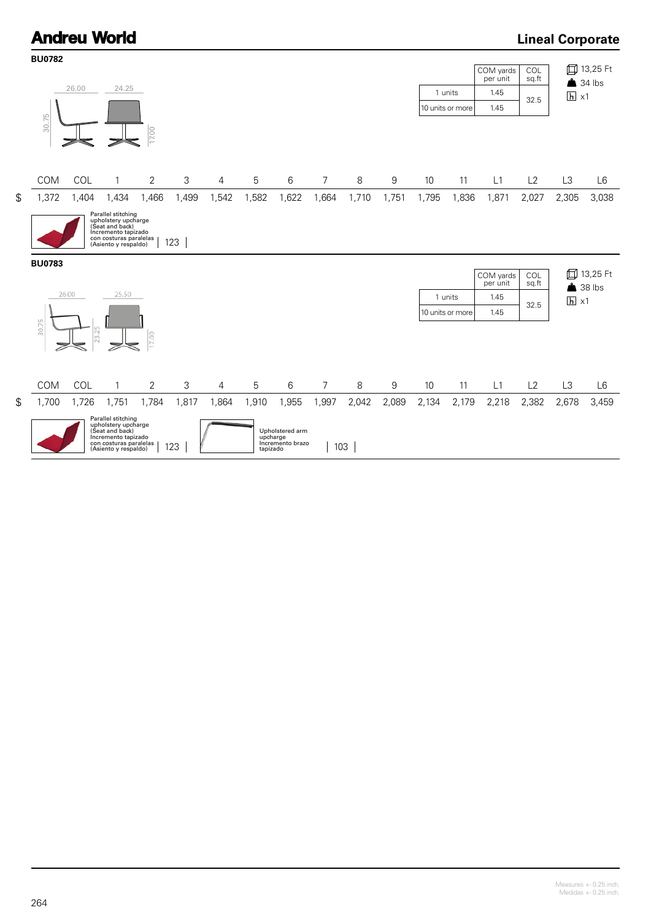**Andreu World** | **Lineal Corporate**

**BU0782**

26.00 24.25
30.75
17.00

| | COM yards per unit | COL sq.ft |
|---|---|---|
| 1 units | 1.45 | 32.5 |
| 10 units or more | 1.45 | |

13,25 Ft
34 lbs
x1

| | COM | COL | 1 | 2 | 3 | 4 | 5 | 6 | 7 | 8 | 9 | 10 | 11 | L1 | L2 | L3 | L6 |
|---|---|---|---|---|---|---|---|---|---|---|---|---|---|---|---|---|---|
| $ | 1,372 | 1,404 | 1,434 | 1,466 | 1,499 | 1,542 | 1,582 | 1,622 | 1,664 | 1,710 | 1,751 | 1,795 | 1,836 | 1,871 | 2,027 | 2,305 | 3,038 |

Parallel stitching upholstery upcharge (Seat and back)
Incremento tapizado con costuras paralelas (Asiento y respaldo) | 123

**BU0783**

26.00 25.50
30.75
23.25
17.00

| | COM yards per unit | COL sq.ft |
|---|---|---|
| 1 units | 1.45 | 32.5 |
| 10 units or more | 1.45 | |

13,25 Ft
38 lbs
x1

| | COM | COL | 1 | 2 | 3 | 4 | 5 | 6 | 7 | 8 | 9 | 10 | 11 | L1 | L2 | L3 | L6 |
|---|---|---|---|---|---|---|---|---|---|---|---|---|---|---|---|---|---|
| $ | 1,700 | 1,726 | 1,751 | 1,784 | 1,817 | 1,864 | 1,910 | 1,955 | 1,997 | 2,042 | 2,089 | 2,134 | 2,179 | 2,218 | 2,382 | 2,678 | 3,459 |

Parallel stitching upholstery upcharge (Seat and back)
Incremento tapizado con costuras paralelas (Asiento y respaldo) | 123

Upholstered arm upcharge
Incremento brazo tapizado | 103

Measures +- 0.25 inch.
Medidas +- 0.25 inch.